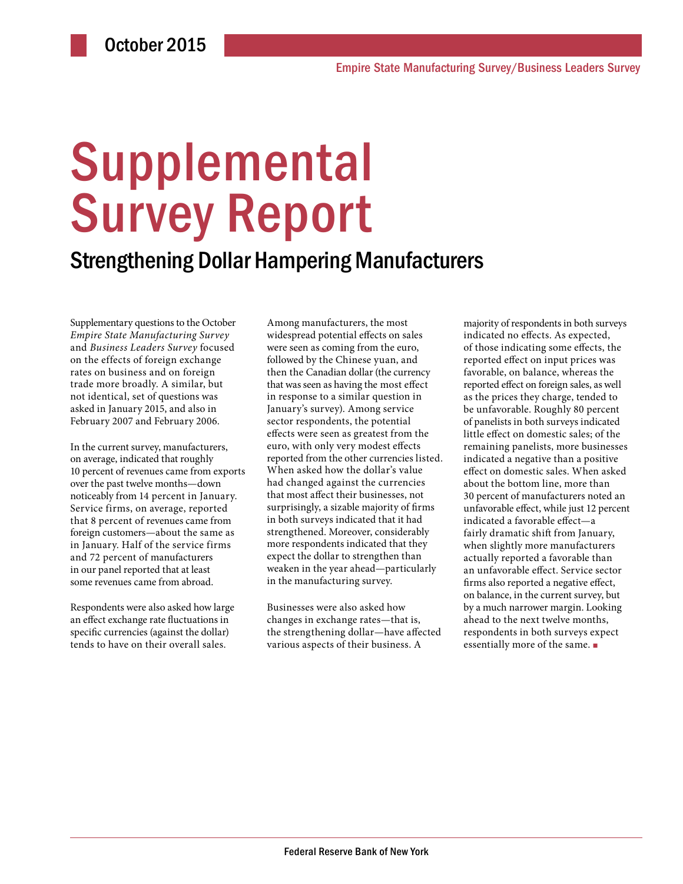October 2015

Empire State Manufacturing Survey/Business Leaders Survey

# Supplemental Survey Report

## Strengthening Dollar Hampering Manufacturers

Supplementary questions to the October *Empire State Manufacturing Survey* and *Business Leaders Survey* focused on the effects of foreign exchange rates on business and on foreign trade more broadly. A similar, but not identical, set of questions was asked in January 2015, and also in February 2007 and February 2006.

In the current survey, manufacturers, on average, indicated that roughly 10 percent of revenues came from exports over the past twelve months—down noticeably from 14 percent in January. Service firms, on average, reported that 8 percent of revenues came from foreign customers—about the same as in January. Half of the service firms and 72 percent of manufacturers in our panel reported that at least some revenues came from abroad.

Respondents were also asked how large an effect exchange rate fluctuations in specific currencies (against the dollar) tends to have on their overall sales. Among manufacturers, the most widespread potential effects on sales were seen as coming from the euro, followed by the Chinese yuan, and then the Canadian dollar (the currency that was seen as having the most effect in response to a similar question in January's survey). Among service sector respondents, the potential effects were seen as greatest from the euro, with only very modest effects reported from the other currencies listed. When asked how the dollar's value had changed against the currencies that most affect their businesses, not surprisingly, a sizable majority of firms in both surveys indicated that it had strengthened. Moreover, considerably more respondents indicated that they expect the dollar to strengthen than weaken in the year ahead—particularly in the manufacturing survey.

Businesses were also asked how changes in exchange rates—that is, the strengthening dollar—have affected various aspects of their business. A majority of respondents in both surveys indicated no effects. As expected, of those indicating some effects, the reported effect on input prices was favorable, on balance, whereas the reported effect on foreign sales, as well as the prices they charge, tended to be unfavorable. Roughly 80 percent of panelists in both surveys indicated little effect on domestic sales; of the remaining panelists, more businesses indicated a negative than a positive effect on domestic sales. When asked about the bottom line, more than 30 percent of manufacturers noted an unfavorable effect, while just 12 percent indicated a favorable effect—a fairly dramatic shift from January, when slightly more manufacturers actually reported a favorable than an unfavorable effect. Service sector firms also reported a negative effect, on balance, in the current survey, but by a much narrower margin. Looking ahead to the next twelve months, respondents in both surveys expect essentially more of the same. ■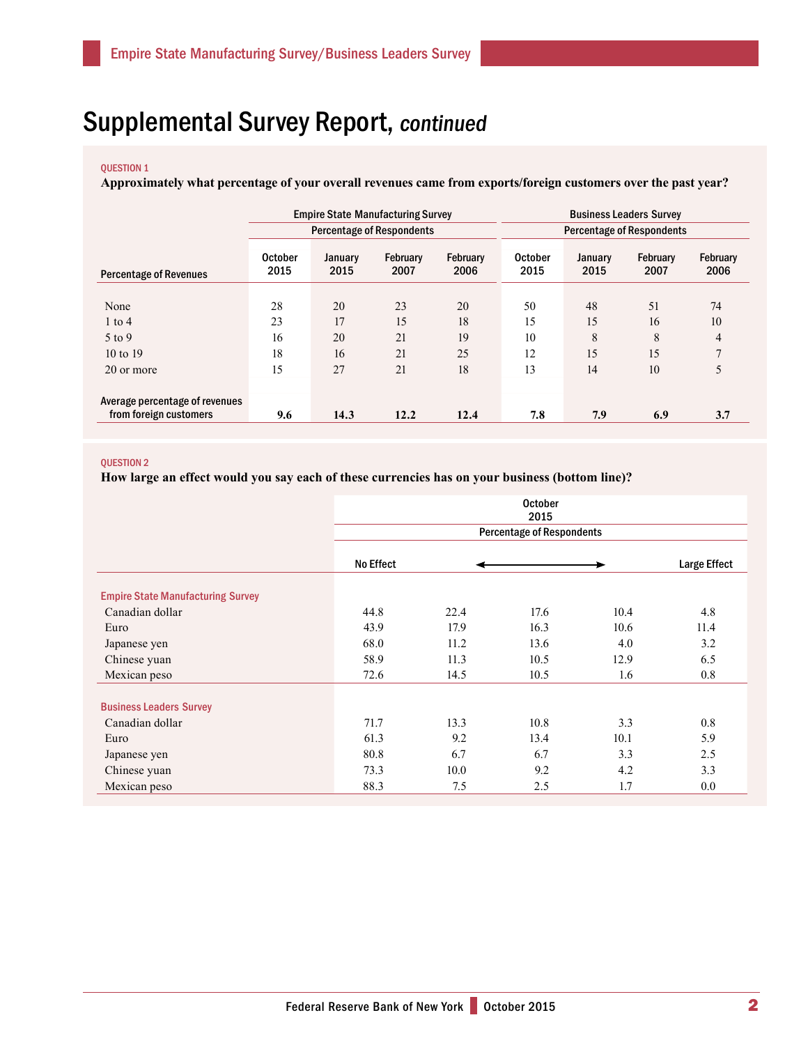# Supplemental Survey Report, *continued*

QUESTION 1

**Approximately what percentage of your overall revenues came from exports/foreign customers over the past year?**

| | Empire State Manufacturing Survey | | | | Business Leaders Survey | | | |
|---|---|---|---|---|---|---|---|---|
| | Percentage of Respondents | | | | Percentage of Respondents | | | |
| Percentage of Revenues | October 2015 | January 2015 | February 2007 | February 2006 | October 2015 | January 2015 | February 2007 | February 2006 |
| None | 28 | 20 | 23 | 20 | 50 | 48 | 51 | 74 |
| 1 to 4 | 23 | 17 | 15 | 18 | 15 | 15 | 16 | 10 |
| 5 to 9 | 16 | 20 | 21 | 19 | 10 | 8 | 8 | 4 |
| 10 to 19 | 18 | 16 | 21 | 25 | 12 | 15 | 15 | 7 |
| 20 or more | 15 | 27 | 21 | 18 | 13 | 14 | 10 | 5 |
| Average percentage of revenues from foreign customers | **9.6** | **14.3** | **12.2** | **12.4** | **7.8** | **7.9** | **6.9** | **3.7** |

QUESTION 2

**How large an effect would you say each of these currencies has on your business (bottom line)?**

| | October 2015 | | | | |
|---|---|---|---|---|---|
| | Percentage of Respondents | | | | |
| | No Effect | | ⟵ ⟶ | | Large Effect |
| **Empire State Manufacturing Survey** | | | | | |
| Canadian dollar | 44.8 | 22.4 | 17.6 | 10.4 | 4.8 |
| Euro | 43.9 | 17.9 | 16.3 | 10.6 | 11.4 |
| Japanese yen | 68.0 | 11.2 | 13.6 | 4.0 | 3.2 |
| Chinese yuan | 58.9 | 11.3 | 10.5 | 12.9 | 6.5 |
| Mexican peso | 72.6 | 14.5 | 10.5 | 1.6 | 0.8 |
| **Business Leaders Survey** | | | | | |
| Canadian dollar | 71.7 | 13.3 | 10.8 | 3.3 | 0.8 |
| Euro | 61.3 | 9.2 | 13.4 | 10.1 | 5.9 |
| Japanese yen | 80.8 | 6.7 | 6.7 | 3.3 | 2.5 |
| Chinese yuan | 73.3 | 10.0 | 9.2 | 4.2 | 3.3 |
| Mexican peso | 88.3 | 7.5 | 2.5 | 1.7 | 0.0 |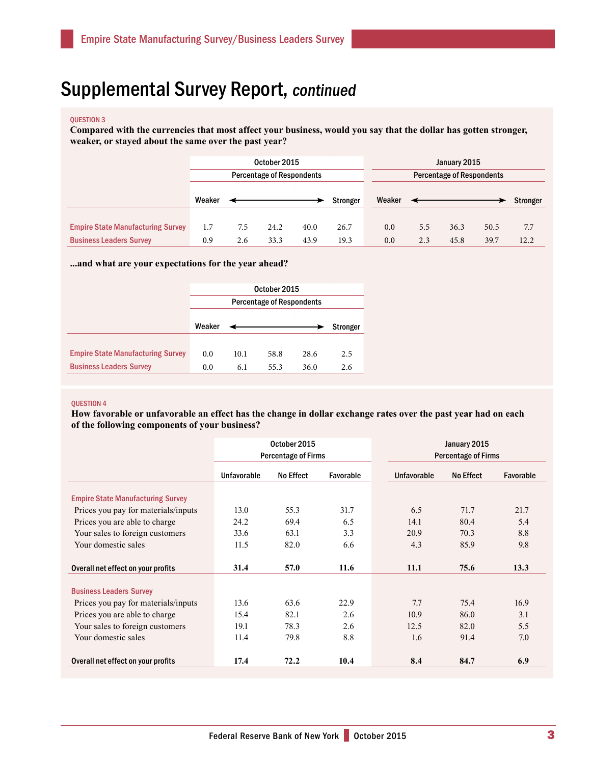# Supplemental Survey Report, *continued*

QUESTION 3

**Compared with the currencies that most affect your business, would you say that the dollar has gotten stronger, weaker, or stayed about the same over the past year?**

| | October 2015 Percentage of Respondents | | | | | January 2015 Percentage of Respondents | | | | |
|---|---|---|---|---|---|---|---|---|---|---|
| | Weaker | ⟵ | | ⟶ | Stronger | Weaker | ⟵ | | ⟶ | Stronger |
| Empire State Manufacturing Survey | 1.7 | 7.5 | 24.2 | 40.0 | 26.7 | 0.0 | 5.5 | 36.3 | 50.5 | 7.7 |
| Business Leaders Survey | 0.9 | 2.6 | 33.3 | 43.9 | 19.3 | 0.0 | 2.3 | 45.8 | 39.7 | 12.2 |

**...and what are your expectations for the year ahead?**

| | October 2015 Percentage of Respondents | | | | |
|---|---|---|---|---|---|
| | Weaker | ⟵ | | ⟶ | Stronger |
| Empire State Manufacturing Survey | 0.0 | 10.1 | 58.8 | 28.6 | 2.5 |
| Business Leaders Survey | 0.0 | 6.1 | 55.3 | 36.0 | 2.6 |

QUESTION 4

**How favorable or unfavorable an effect has the change in dollar exchange rates over the past year had on each of the following components of your business?**

| | October 2015 Percentage of Firms | | | January 2015 Percentage of Firms | | |
|---|---|---|---|---|---|---|
| | Unfavorable | No Effect | Favorable | Unfavorable | No Effect | Favorable |
| **Empire State Manufacturing Survey** | | | | | | |
| Prices you pay for materials/inputs | 13.0 | 55.3 | 31.7 | 6.5 | 71.7 | 21.7 |
| Prices you are able to charge | 24.2 | 69.4 | 6.5 | 14.1 | 80.4 | 5.4 |
| Your sales to foreign customers | 33.6 | 63.1 | 3.3 | 20.9 | 70.3 | 8.8 |
| Your domestic sales | 11.5 | 82.0 | 6.6 | 4.3 | 85.9 | 9.8 |
| **Overall net effect on your profits** | **31.4** | **57.0** | **11.6** | **11.1** | **75.6** | **13.3** |
| **Business Leaders Survey** | | | | | | |
| Prices you pay for materials/inputs | 13.6 | 63.6 | 22.9 | 7.7 | 75.4 | 16.9 |
| Prices you are able to charge | 15.4 | 82.1 | 2.6 | 10.9 | 86.0 | 3.1 |
| Your sales to foreign customers | 19.1 | 78.3 | 2.6 | 12.5 | 82.0 | 5.5 |
| Your domestic sales | 11.4 | 79.8 | 8.8 | 1.6 | 91.4 | 7.0 |
| **Overall net effect on your profits** | **17.4** | **72.2** | **10.4** | **8.4** | **84.7** | **6.9** |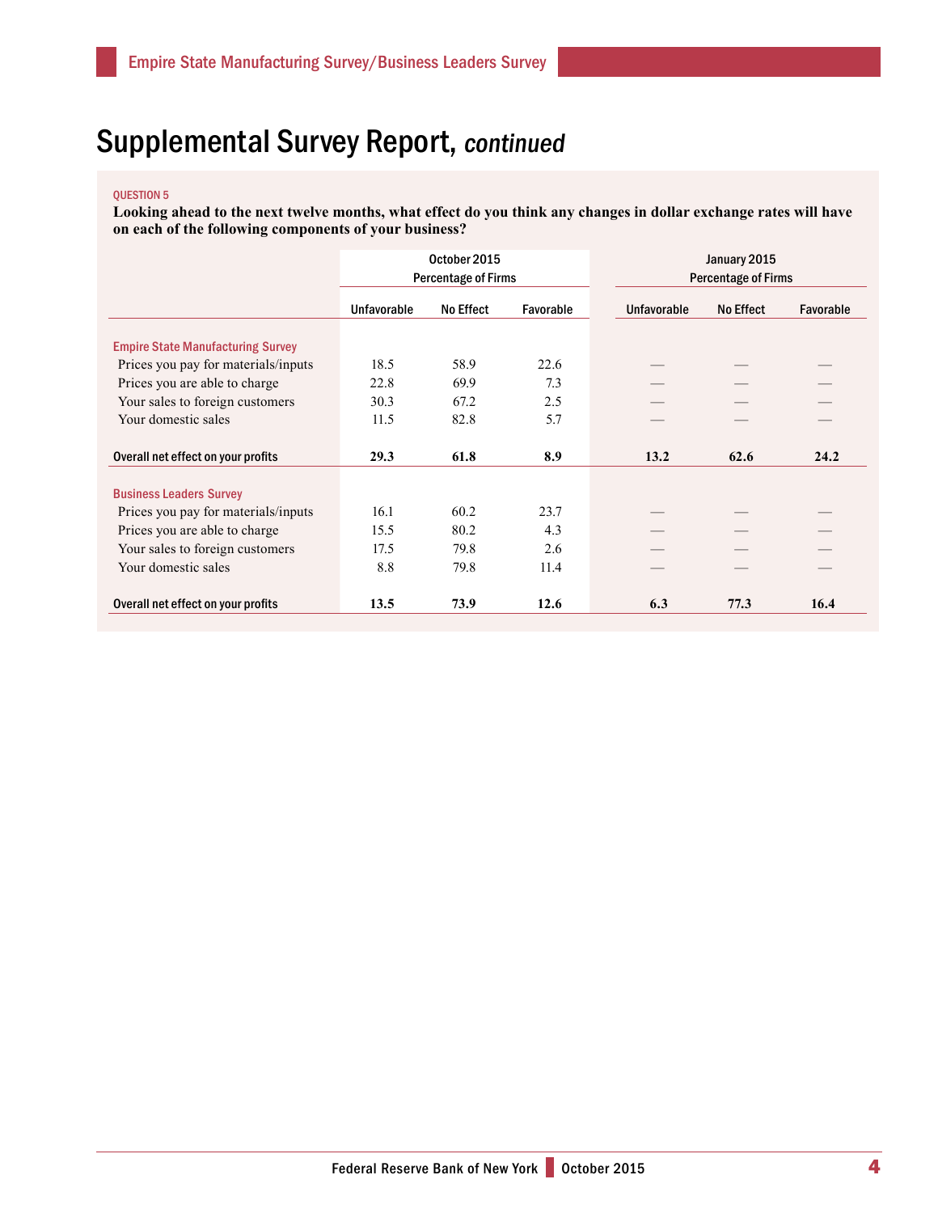# Supplemental Survey Report, *continued*

QUESTION 5

**Looking ahead to the next twelve months, what effect do you think any changes in dollar exchange rates will have on each of the following components of your business?**

| | October 2015 Percentage of Firms | | | January 2015 Percentage of Firms | | |
|---|---|---|---|---|---|---|
| | Unfavorable | No Effect | Favorable | Unfavorable | No Effect | Favorable |
| **Empire State Manufacturing Survey** | | | | | | |
| Prices you pay for materials/inputs | 18.5 | 58.9 | 22.6 | — | — | — |
| Prices you are able to charge | 22.8 | 69.9 | 7.3 | — | — | — |
| Your sales to foreign customers | 30.3 | 67.2 | 2.5 | — | — | — |
| Your domestic sales | 11.5 | 82.8 | 5.7 | — | — | — |
| **Overall net effect on your profits** | **29.3** | **61.8** | **8.9** | **13.2** | **62.6** | **24.2** |
| **Business Leaders Survey** | | | | | | |
| Prices you pay for materials/inputs | 16.1 | 60.2 | 23.7 | — | — | — |
| Prices you are able to charge | 15.5 | 80.2 | 4.3 | — | — | — |
| Your sales to foreign customers | 17.5 | 79.8 | 2.6 | — | — | — |
| Your domestic sales | 8.8 | 79.8 | 11.4 | — | — | — |
| **Overall net effect on your profits** | **13.5** | **73.9** | **12.6** | **6.3** | **77.3** | **16.4** |